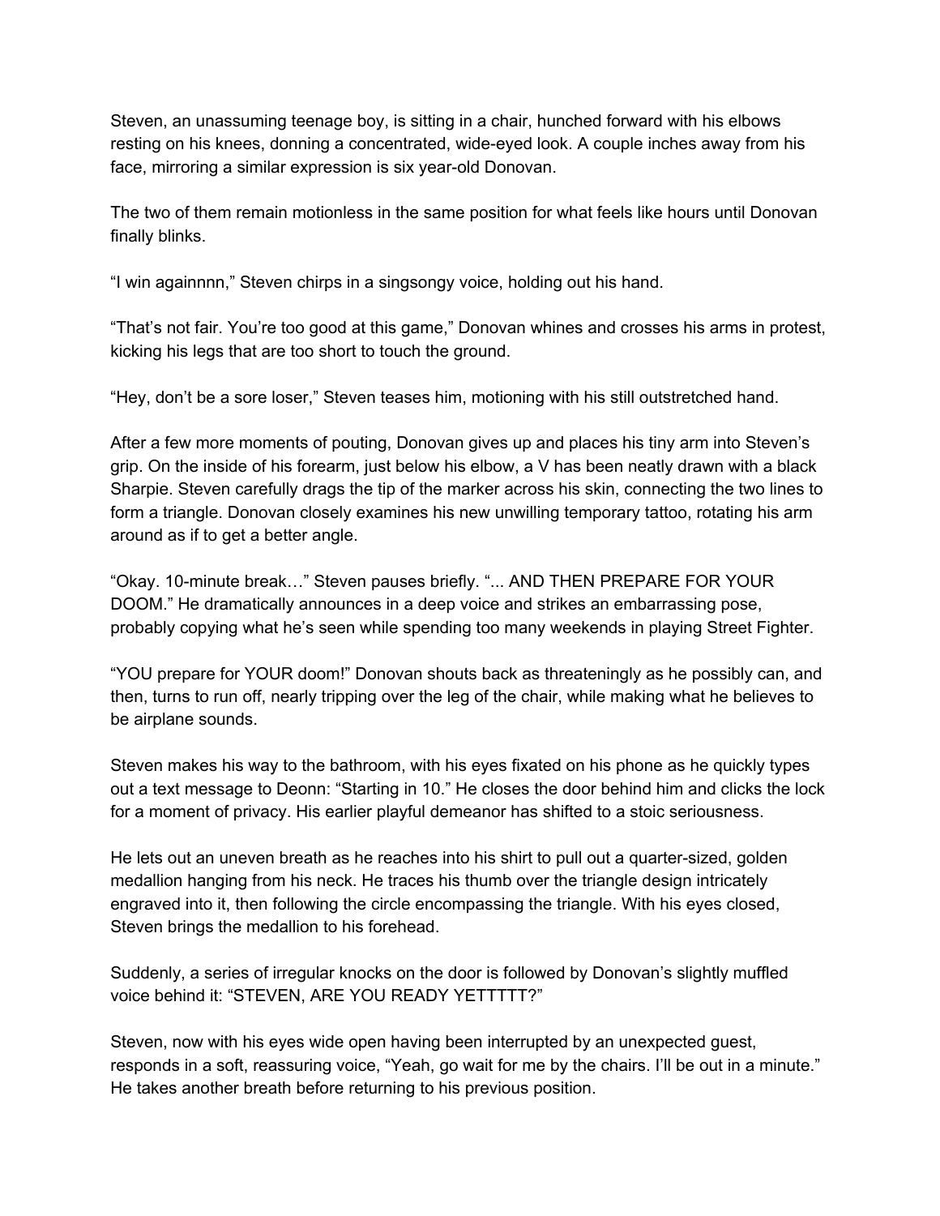Steven, an unassuming teenage boy, is sitting in a chair, hunched forward with his elbows resting on his knees, donning a concentrated, wide-eyed look. A couple inches away from his face, mirroring a similar expression is six year-old Donovan.

The two of them remain motionless in the same position for what feels like hours until Donovan finally blinks.

"I win againnnn," Steven chirps in a singsongy voice, holding out his hand.

"That's not fair. You're too good at this game," Donovan whines and crosses his arms in protest, kicking his legs that are too short to touch the ground.

"Hey, don't be a sore loser," Steven teases him, motioning with his still outstretched hand.

After a few more moments of pouting, Donovan gives up and places his tiny arm into Steven's grip. On the inside of his forearm, just below his elbow, a V has been neatly drawn with a black Sharpie. Steven carefully drags the tip of the marker across his skin, connecting the two lines to form a triangle. Donovan closely examines his new unwilling temporary tattoo, rotating his arm around as if to get a better angle.

"Okay. 10-minute break…" Steven pauses briefly. "... AND THEN PREPARE FOR YOUR DOOM." He dramatically announces in a deep voice and strikes an embarrassing pose, probably copying what he's seen while spending too many weekends in playing Street Fighter.

"YOU prepare for YOUR doom!" Donovan shouts back as threateningly as he possibly can, and then, turns to run off, nearly tripping over the leg of the chair, while making what he believes to be airplane sounds.

Steven makes his way to the bathroom, with his eyes fixated on his phone as he quickly types out a text message to Deonn: "Starting in 10." He closes the door behind him and clicks the lock for a moment of privacy. His earlier playful demeanor has shifted to a stoic seriousness.

He lets out an uneven breath as he reaches into his shirt to pull out a quarter-sized, golden medallion hanging from his neck. He traces his thumb over the triangle design intricately engraved into it, then following the circle encompassing the triangle. With his eyes closed, Steven brings the medallion to his forehead.

Suddenly, a series of irregular knocks on the door is followed by Donovan's slightly muffled voice behind it: "STEVEN, ARE YOU READY YETTTTT?"

Steven, now with his eyes wide open having been interrupted by an unexpected guest, responds in a soft, reassuring voice, "Yeah, go wait for me by the chairs. I'll be out in a minute." He takes another breath before returning to his previous position.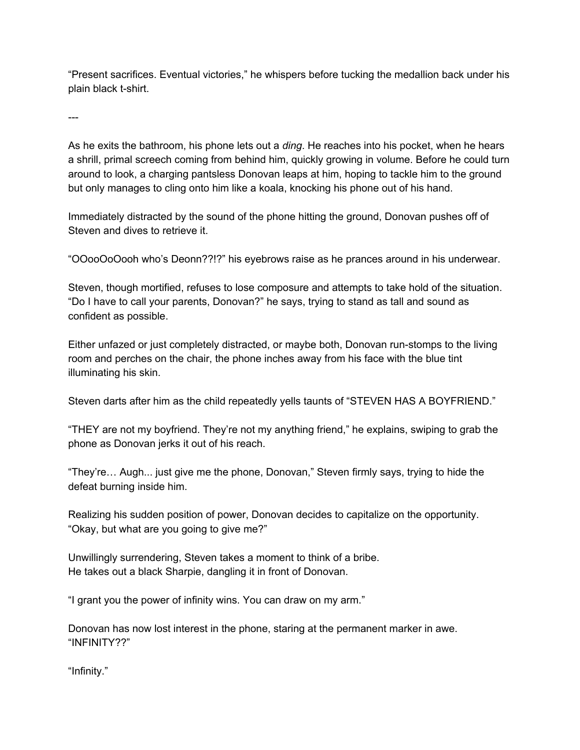“Present sacrifices. Eventual victories,” he whispers before tucking the medallion back under his plain black t-shirt.

---

As he exits the bathroom, his phone lets out a *ding*. He reaches into his pocket, when he hears a shrill, primal screech coming from behind him, quickly growing in volume. Before he could turn around to look, a charging pantsless Donovan leaps at him, hoping to tackle him to the ground but only manages to cling onto him like a koala, knocking his phone out of his hand.

Immediately distracted by the sound of the phone hitting the ground, Donovan pushes off of Steven and dives to retrieve it.

“OOooOoOooh who’s Deonn??!?” his eyebrows raise as he prances around in his underwear.

Steven, though mortified, refuses to lose composure and attempts to take hold of the situation. “Do I have to call your parents, Donovan?” he says, trying to stand as tall and sound as confident as possible.

Either unfazed or just completely distracted, or maybe both, Donovan run-stomps to the living room and perches on the chair, the phone inches away from his face with the blue tint illuminating his skin.

Steven darts after him as the child repeatedly yells taunts of “STEVEN HAS A BOYFRIEND.”

“THEY are not my boyfriend. They’re not my anything friend,” he explains, swiping to grab the phone as Donovan jerks it out of his reach.

“They’re… Augh... just give me the phone, Donovan,” Steven firmly says, trying to hide the defeat burning inside him.

Realizing his sudden position of power, Donovan decides to capitalize on the opportunity. “Okay, but what are you going to give me?”

Unwillingly surrendering, Steven takes a moment to think of a bribe.
He takes out a black Sharpie, dangling it in front of Donovan.

“I grant you the power of infinity wins. You can draw on my arm.”

Donovan has now lost interest in the phone, staring at the permanent marker in awe. “INFINITY??”

“Infinity.”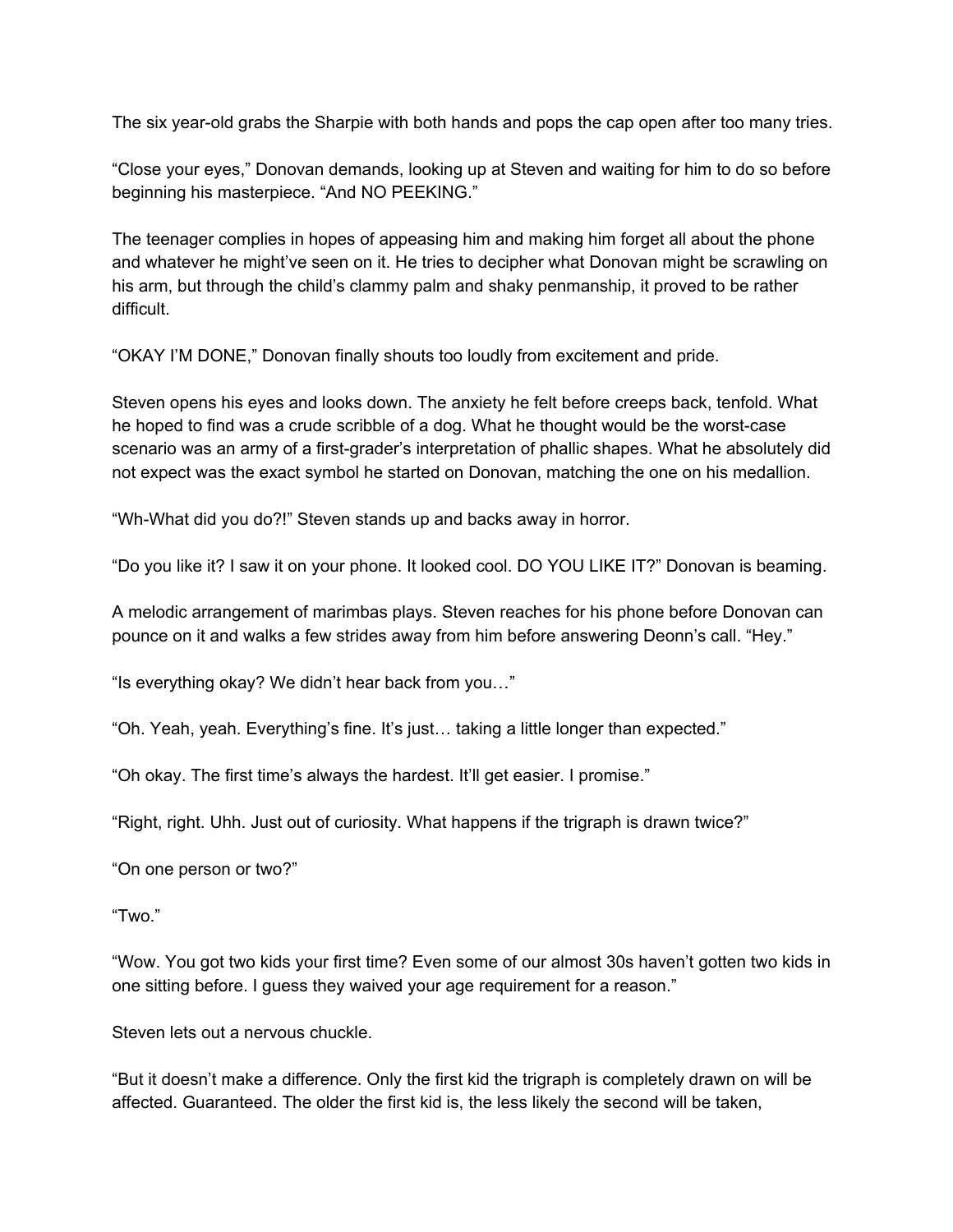The six year-old grabs the Sharpie with both hands and pops the cap open after too many tries.

"Close your eyes," Donovan demands, looking up at Steven and waiting for him to do so before beginning his masterpiece. "And NO PEEKING."

The teenager complies in hopes of appeasing him and making him forget all about the phone and whatever he might've seen on it. He tries to decipher what Donovan might be scrawling on his arm, but through the child's clammy palm and shaky penmanship, it proved to be rather difficult.

"OKAY I'M DONE," Donovan finally shouts too loudly from excitement and pride.

Steven opens his eyes and looks down. The anxiety he felt before creeps back, tenfold. What he hoped to find was a crude scribble of a dog. What he thought would be the worst-case scenario was an army of a first-grader's interpretation of phallic shapes. What he absolutely did not expect was the exact symbol he started on Donovan, matching the one on his medallion.

"Wh-What did you do?!" Steven stands up and backs away in horror.

"Do you like it? I saw it on your phone. It looked cool. DO YOU LIKE IT?" Donovan is beaming.

A melodic arrangement of marimbas plays. Steven reaches for his phone before Donovan can pounce on it and walks a few strides away from him before answering Deonn's call. "Hey."

"Is everything okay? We didn't hear back from you…"

"Oh. Yeah, yeah. Everything's fine. It's just… taking a little longer than expected."

"Oh okay. The first time's always the hardest. It'll get easier. I promise."

"Right, right. Uhh. Just out of curiosity. What happens if the trigraph is drawn twice?"

"On one person or two?"

"Two."

"Wow. You got two kids your first time? Even some of our almost 30s haven't gotten two kids in one sitting before. I guess they waived your age requirement for a reason."

Steven lets out a nervous chuckle.

"But it doesn't make a difference. Only the first kid the trigraph is completely drawn on will be affected. Guaranteed. The older the first kid is, the less likely the second will be taken,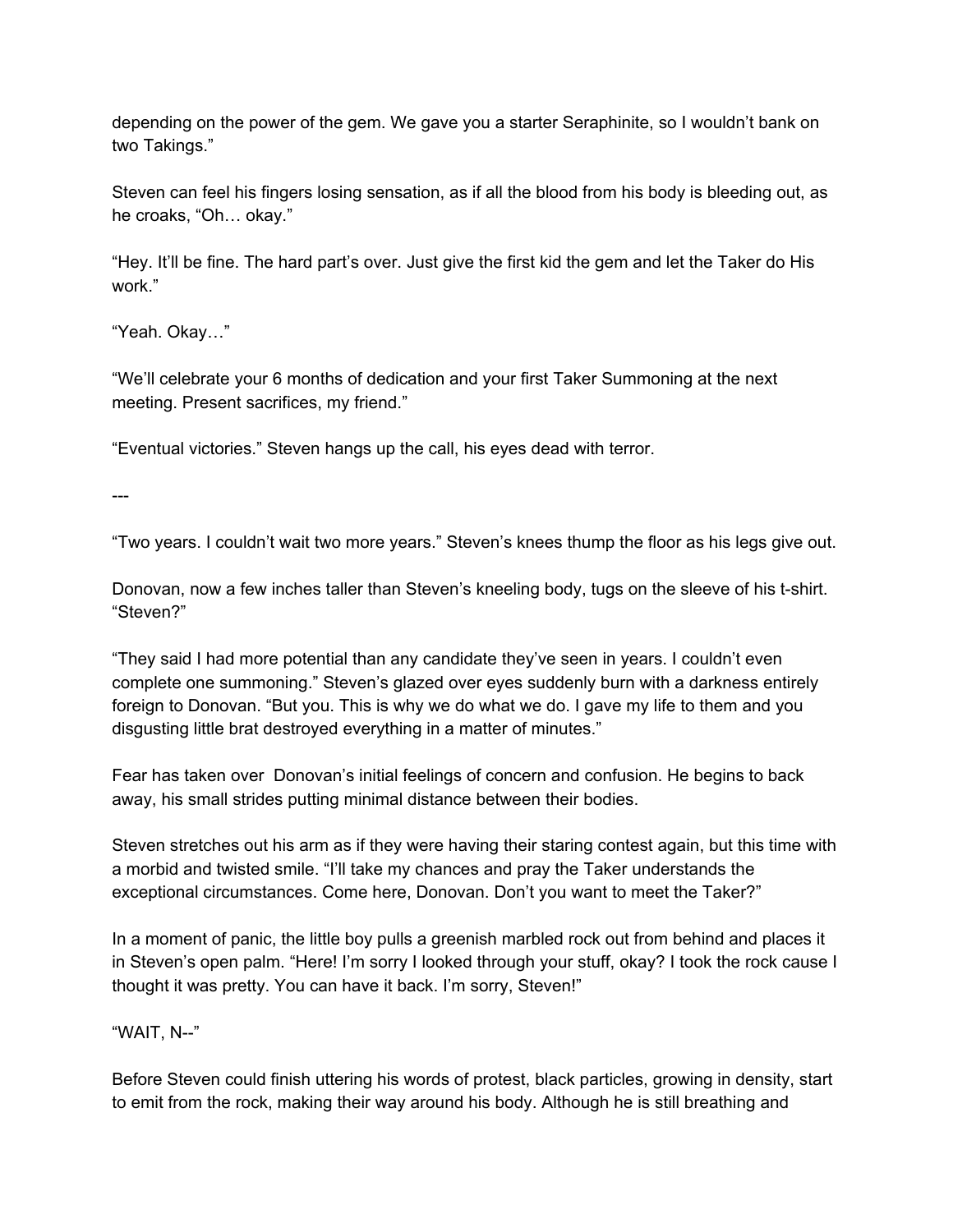depending on the power of the gem. We gave you a starter Seraphinite, so I wouldn't bank on two Takings."

Steven can feel his fingers losing sensation, as if all the blood from his body is bleeding out, as he croaks, "Oh… okay."

"Hey. It'll be fine. The hard part's over. Just give the first kid the gem and let the Taker do His work."

"Yeah. Okay…"

"We'll celebrate your 6 months of dedication and your first Taker Summoning at the next meeting. Present sacrifices, my friend."

"Eventual victories." Steven hangs up the call, his eyes dead with terror.

---

"Two years. I couldn't wait two more years." Steven's knees thump the floor as his legs give out.

Donovan, now a few inches taller than Steven's kneeling body, tugs on the sleeve of his t-shirt. "Steven?"

"They said I had more potential than any candidate they've seen in years. I couldn't even complete one summoning." Steven's glazed over eyes suddenly burn with a darkness entirely foreign to Donovan. "But you. This is why we do what we do. I gave my life to them and you disgusting little brat destroyed everything in a matter of minutes."

Fear has taken over  Donovan's initial feelings of concern and confusion. He begins to back away, his small strides putting minimal distance between their bodies.

Steven stretches out his arm as if they were having their staring contest again, but this time with a morbid and twisted smile. "I'll take my chances and pray the Taker understands the exceptional circumstances. Come here, Donovan. Don't you want to meet the Taker?"

In a moment of panic, the little boy pulls a greenish marbled rock out from behind and places it in Steven's open palm. "Here! I'm sorry I looked through your stuff, okay? I took the rock cause I thought it was pretty. You can have it back. I'm sorry, Steven!"

"WAIT, N--"

Before Steven could finish uttering his words of protest, black particles, growing in density, start to emit from the rock, making their way around his body. Although he is still breathing and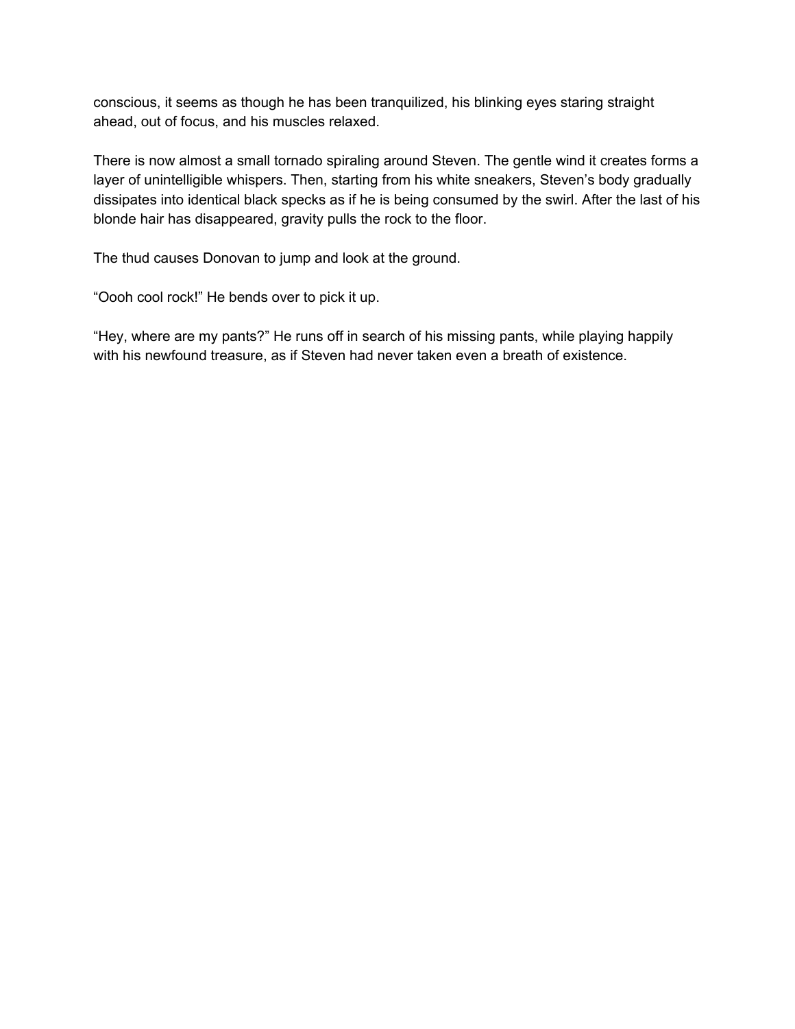conscious, it seems as though he has been tranquilized, his blinking eyes staring straight ahead, out of focus, and his muscles relaxed.

There is now almost a small tornado spiraling around Steven. The gentle wind it creates forms a layer of unintelligible whispers. Then, starting from his white sneakers, Steven's body gradually dissipates into identical black specks as if he is being consumed by the swirl. After the last of his blonde hair has disappeared, gravity pulls the rock to the floor.

The thud causes Donovan to jump and look at the ground.

"Oooh cool rock!" He bends over to pick it up.

"Hey, where are my pants?" He runs off in search of his missing pants, while playing happily with his newfound treasure, as if Steven had never taken even a breath of existence.